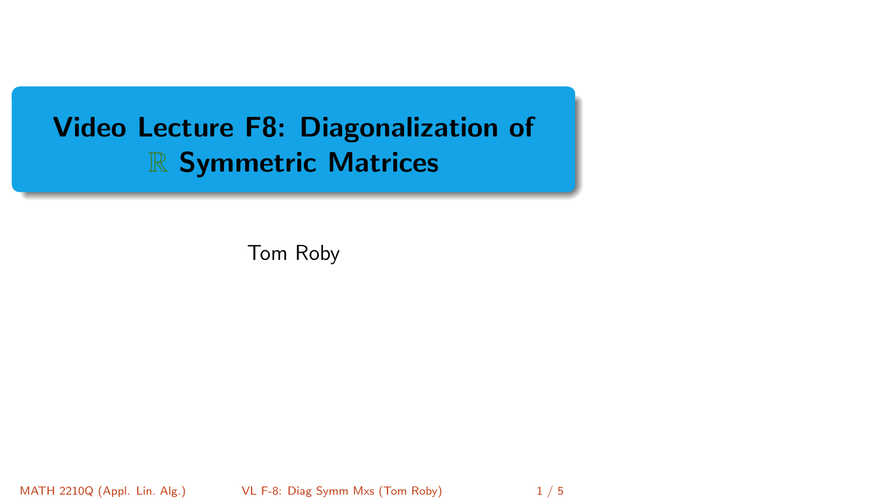# Video Lecture F8: Diagonalization of $\mathbb{R}$ Symmetric Matrices

Tom Roby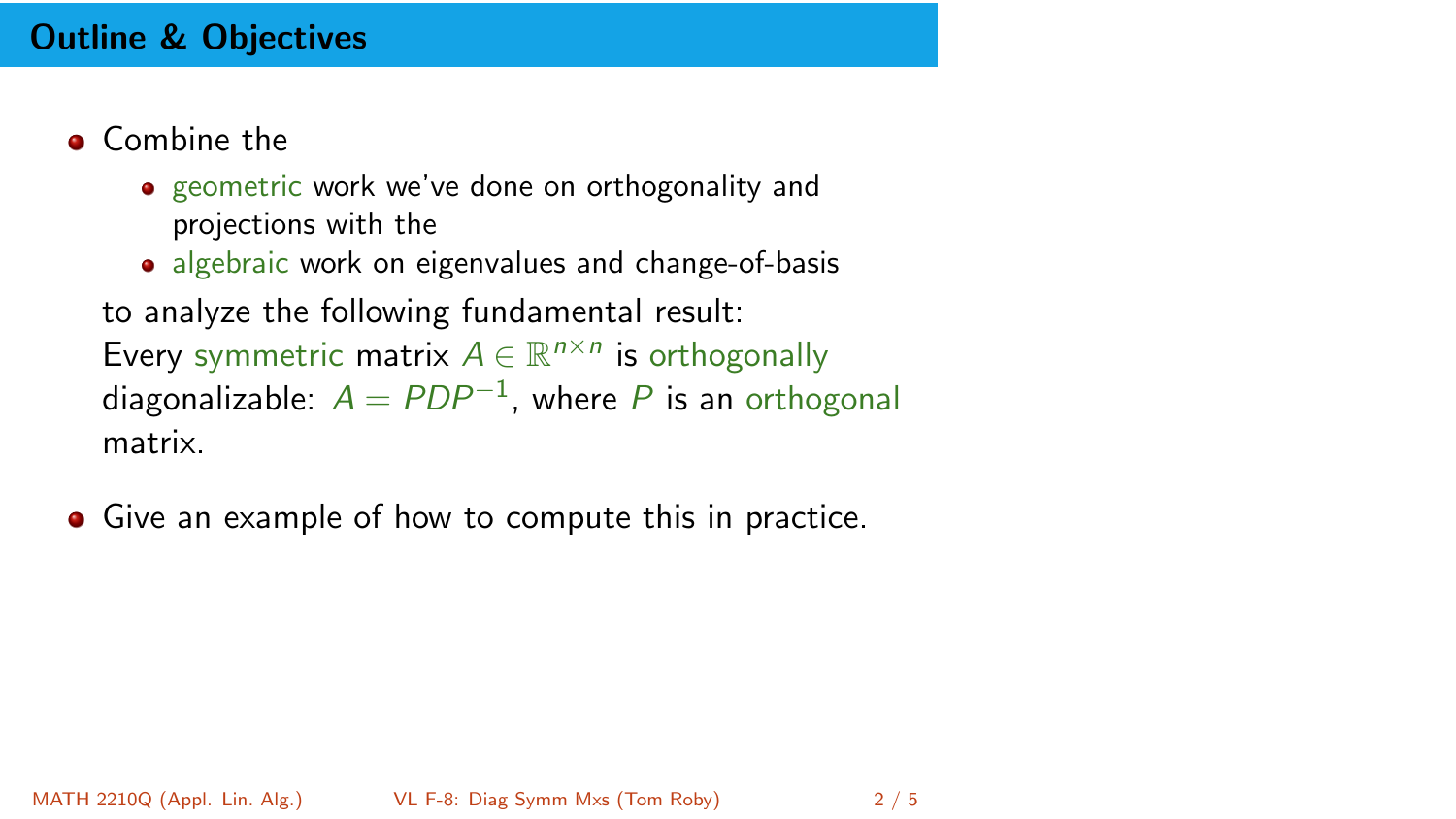## Outline & Objectives

- Combine the
  - geometric work we've done on orthogonality and projections with the
  - algebraic work on eigenvalues and change-of-basis

  to analyze the following fundamental result:
  Every symmetric matrix $A \in \mathbb{R}^{n \times n}$ is orthogonally diagonalizable: $A = PDP^{-1}$, where $P$ is an orthogonal matrix.

- Give an example of how to compute this in practice.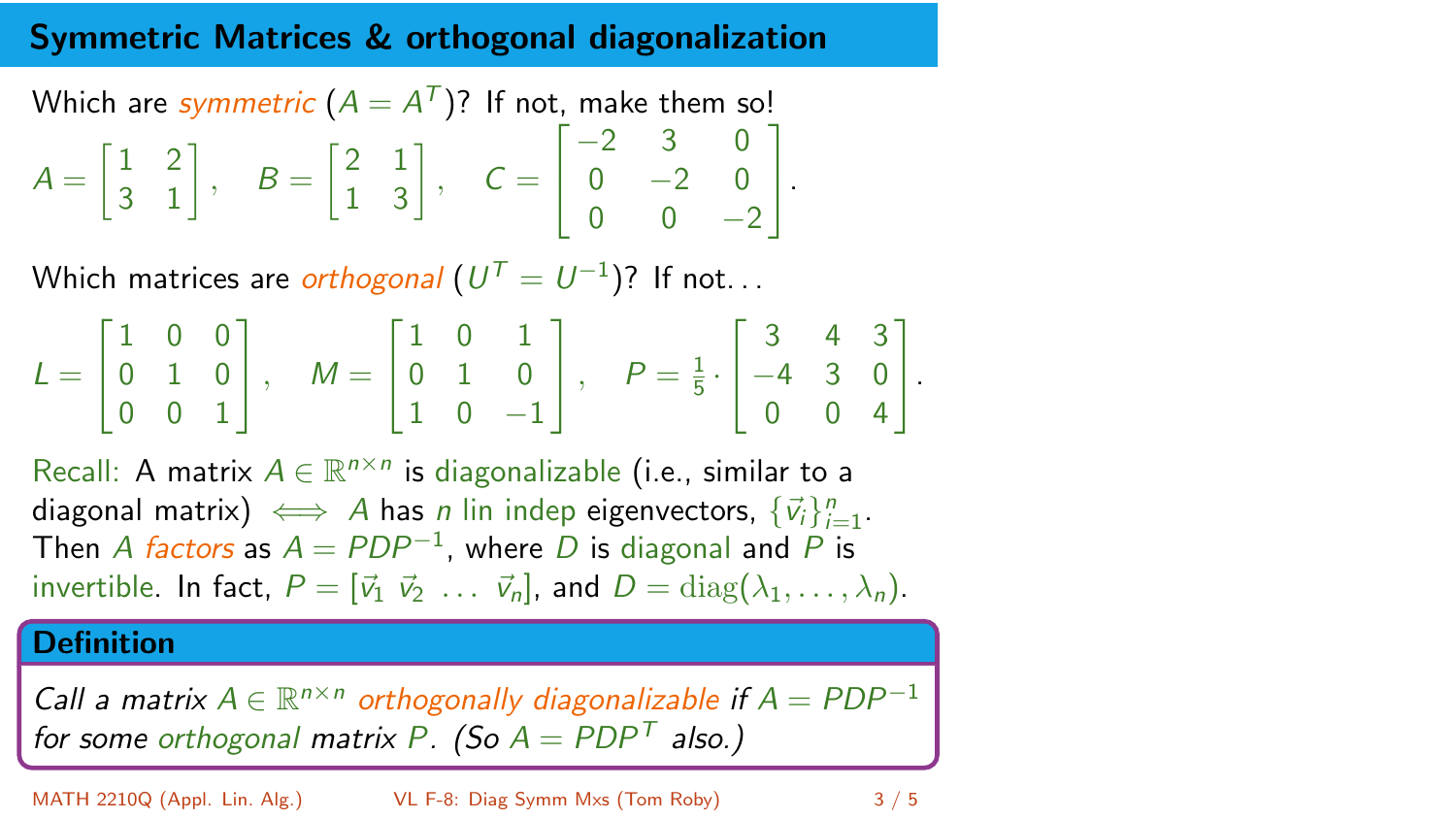## Symmetric Matrices & orthogonal diagonalization

Which are *symmetric* ($A = A^T$)? If not, make them so!

$$A = \begin{bmatrix} 1 & 2 \\ 3 & 1 \end{bmatrix}, \quad B = \begin{bmatrix} 2 & 1 \\ 1 & 3 \end{bmatrix}, \quad C = \begin{bmatrix} -2 & 3 & 0 \\ 0 & -2 & 0 \\ 0 & 0 & -2 \end{bmatrix}.$$

Which matrices are *orthogonal* ($U^T = U^{-1}$)? If not...

$$L = \begin{bmatrix} 1 & 0 & 0 \\ 0 & 1 & 0 \\ 0 & 0 & 1 \end{bmatrix}, \quad M = \begin{bmatrix} 1 & 0 & 1 \\ 0 & 1 & 0 \\ 1 & 0 & -1 \end{bmatrix}, \quad P = \frac{1}{5} \cdot \begin{bmatrix} 3 & 4 & 3 \\ -4 & 3 & 0 \\ 0 & 0 & 4 \end{bmatrix}.$$

Recall: A matrix $A \in \mathbb{R}^{n \times n}$ is diagonalizable (i.e., similar to a diagonal matrix) $\iff$ $A$ has $n$ lin indep eigenvectors, $\{\vec{v}_i\}_{i=1}^n$. Then $A$ *factors* as $A = PDP^{-1}$, where $D$ is diagonal and $P$ is invertible. In fact, $P = [\vec{v}_1 \ \vec{v}_2 \ \ldots \ \vec{v}_n]$, and $D = \mathrm{diag}(\lambda_1, \ldots, \lambda_n)$.

**Definition**

*Call a matrix $A \in \mathbb{R}^{n \times n}$ orthogonally diagonalizable if $A = PDP^{-1}$ for some orthogonal matrix $P$. (So $A = PDP^T$ also.)*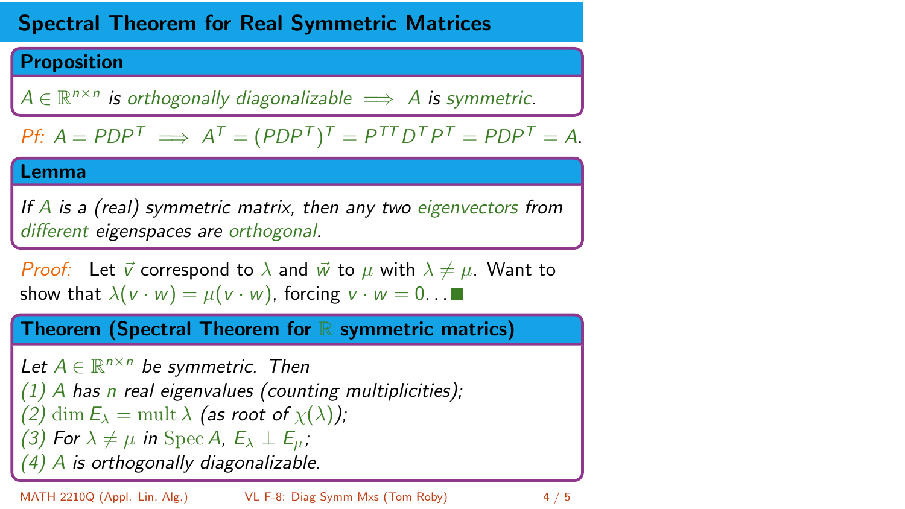# Spectral Theorem for Real Symmetric Matrices

**Proposition**

$A \in \mathbb{R}^{n\times n}$ *is orthogonally diagonalizable* $\implies$ $A$ *is symmetric.*

*Pf:* $A = PDP^T \implies A^T = (PDP^T)^T = P^{TT}D^TP^T = PDP^T = A.$

**Lemma**

*If $A$ is a (real) symmetric matrix, then any two eigenvectors from different eigenspaces are orthogonal.*

*Proof:* Let $\vec{v}$ correspond to $\lambda$ and $\vec{w}$ to $\mu$ with $\lambda \neq \mu$. Want to show that $\lambda(v \cdot w) = \mu(v \cdot w)$, forcing $v \cdot w = 0$... ■

**Theorem (Spectral Theorem for $\mathbb{R}$ symmetric matrics)**

*Let $A \in \mathbb{R}^{n\times n}$ be symmetric. Then*
*(1) $A$ has $n$ real eigenvalues (counting multiplicities);*
*(2) $\dim E_\lambda = \operatorname{mult} \lambda$ (as root of $\chi(\lambda)$);*
*(3) For $\lambda \neq \mu$ in $\operatorname{Spec} A$, $E_\lambda \perp E_\mu$;*
*(4) $A$ is orthogonally diagonalizable.*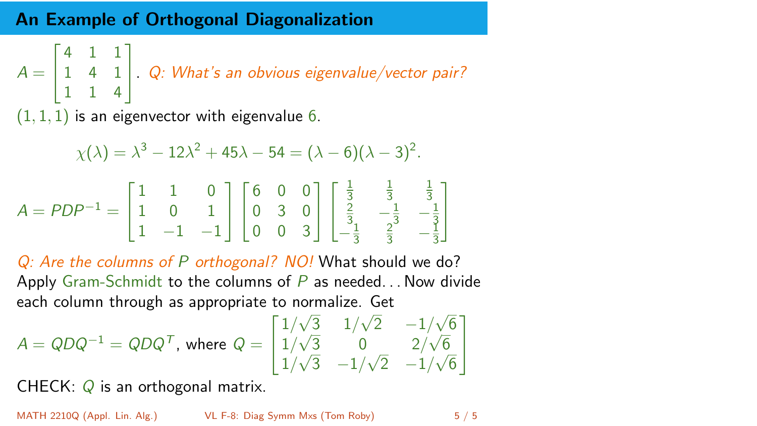## An Example of Orthogonal Diagonalization

$A = \begin{bmatrix} 4 & 1 & 1 \\ 1 & 4 & 1 \\ 1 & 1 & 4 \end{bmatrix}$. *Q: What's an obvious eigenvalue/vector pair?*

$(1, 1, 1)$ is an eigenvector with eigenvalue $6$.

$$\chi(\lambda) = \lambda^3 - 12\lambda^2 + 45\lambda - 54 = (\lambda - 6)(\lambda - 3)^2.$$

$$A = PDP^{-1} = \begin{bmatrix} 1 & 1 & 0 \\ 1 & 0 & 1 \\ 1 & -1 & -1 \end{bmatrix} \begin{bmatrix} 6 & 0 & 0 \\ 0 & 3 & 0 \\ 0 & 0 & 3 \end{bmatrix} \begin{bmatrix} \frac{1}{3} & \frac{1}{3} & \frac{1}{3} \\ \frac{2}{3} & -\frac{1}{3} & -\frac{1}{3} \\ -\frac{1}{3} & \frac{2}{3} & -\frac{1}{3} \end{bmatrix}$$

*Q: Are the columns of $P$ orthogonal? NO!* What should we do? Apply Gram-Schmidt to the columns of $P$ as needed... Now divide each column through as appropriate to normalize. Get

$A = QDQ^{-1} = QDQ^T$, where $Q = \begin{bmatrix} 1/\sqrt{3} & 1/\sqrt{2} & -1/\sqrt{6} \\ 1/\sqrt{3} & 0 & 2/\sqrt{6} \\ 1/\sqrt{3} & -1/\sqrt{2} & -1/\sqrt{6} \end{bmatrix}$

CHECK: $Q$ is an orthogonal matrix.